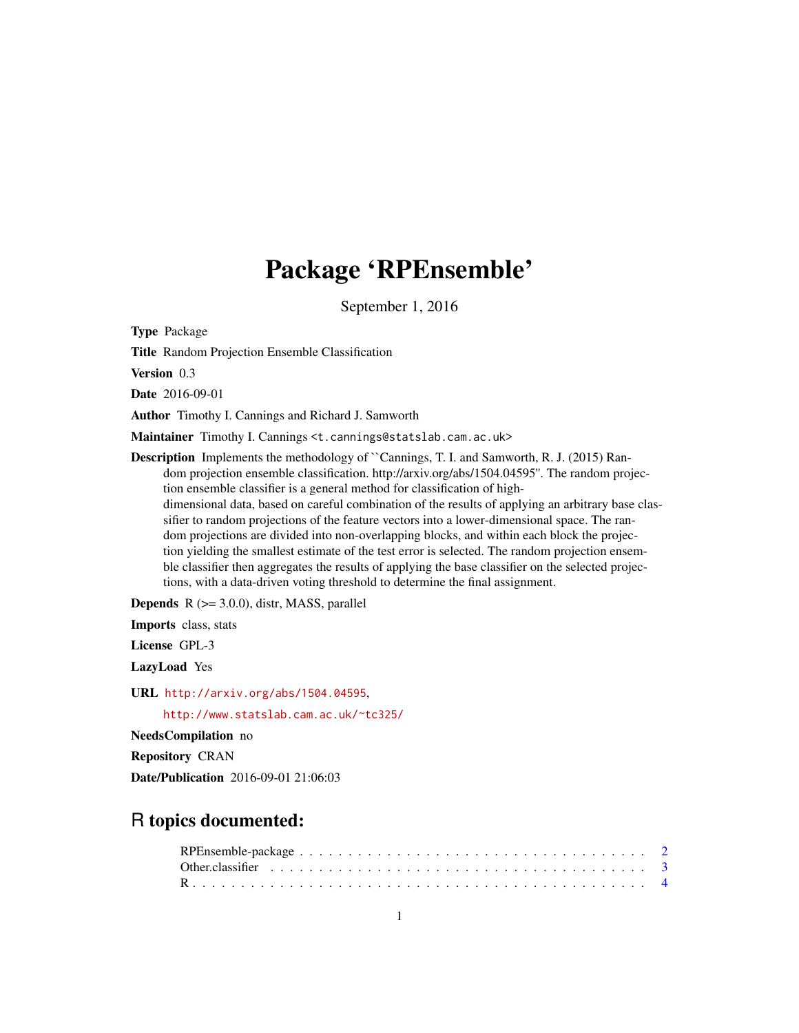# Package 'RPEnsemble'

September 1, 2016

**Type** Package

**Title** Random Projection Ensemble Classification

**Version** 0.3

**Date** 2016-09-01

**Author** Timothy I. Cannings and Richard J. Samworth

**Maintainer** Timothy I. Cannings <t.cannings@statslab.cam.ac.uk>

**Description** Implements the methodology of ``Cannings, T. I. and Samworth, R. J. (2015) Random projection ensemble classification. http://arxiv.org/abs/1504.04595''. The random projection ensemble classifier is a general method for classification of high-dimensional data, based on careful combination of the results of applying an arbitrary base classifier to random projections of the feature vectors into a lower-dimensional space. The random projections are divided into non-overlapping blocks, and within each block the projection yielding the smallest estimate of the test error is selected. The random projection ensemble classifier then aggregates the results of applying the base classifier on the selected projections, with a data-driven voting threshold to determine the final assignment.

**Depends** R (>= 3.0.0), distr, MASS, parallel

**Imports** class, stats

**License** GPL-3

**LazyLoad** Yes

**URL** http://arxiv.org/abs/1504.04595,

http://www.statslab.cam.ac.uk/~tc325/

**NeedsCompilation** no

**Repository** CRAN

**Date/Publication** 2016-09-01 21:06:03

## R topics documented:

RPEnsemble-package . . . . . . . . . . . . . . . . . . . . . . . . . . . . . . . . . . . 2
Other.classifier . . . . . . . . . . . . . . . . . . . . . . . . . . . . . . . . . . . . . . 3
R . . . . . . . . . . . . . . . . . . . . . . . . . . . . . . . . . . . . . . . . . . . . . 4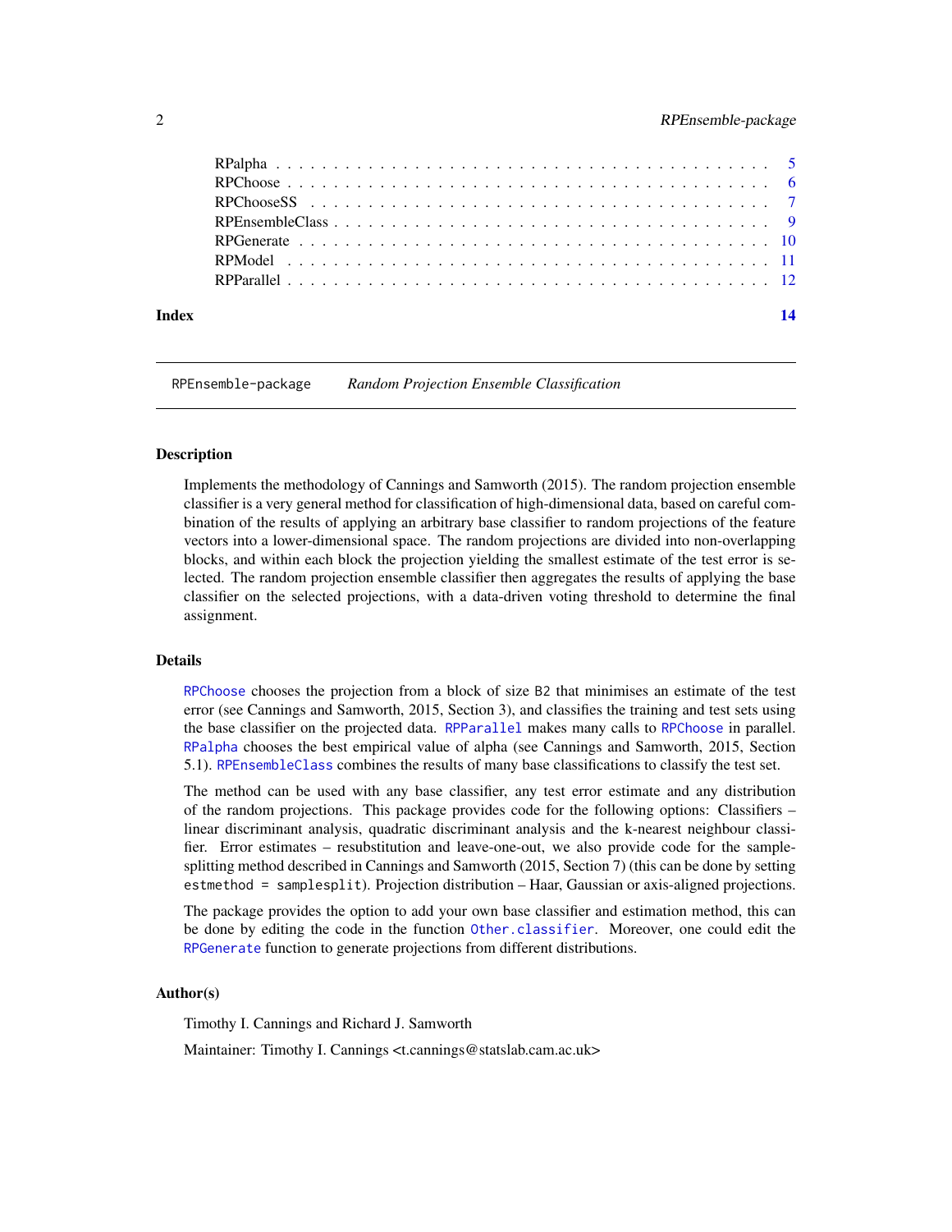RPalpha . . . . . . . . . . . . . . . . . . . . . . . . . . . . . . . . . . . . . . 5
RPChoose . . . . . . . . . . . . . . . . . . . . . . . . . . . . . . . . . . . . . . 6
RPChooseSS . . . . . . . . . . . . . . . . . . . . . . . . . . . . . . . . . . . . . 7
RPEnsembleClass . . . . . . . . . . . . . . . . . . . . . . . . . . . . . . . . . . . 9
RPGenerate . . . . . . . . . . . . . . . . . . . . . . . . . . . . . . . . . . . . . 10
RPModel . . . . . . . . . . . . . . . . . . . . . . . . . . . . . . . . . . . . . . 11
RPParallel . . . . . . . . . . . . . . . . . . . . . . . . . . . . . . . . . . . . . 12

**Index** **14**

---

`RPEnsemble-package` *Random Projection Ensemble Classification*

---

### Description

Implements the methodology of Cannings and Samworth (2015). The random projection ensemble classifier is a very general method for classification of high-dimensional data, based on careful combination of the results of applying an arbitrary base classifier to random projections of the feature vectors into a lower-dimensional space. The random projections are divided into non-overlapping blocks, and within each block the projection yielding the smallest estimate of the test error is selected. The random projection ensemble classifier then aggregates the results of applying the base classifier on the selected projections, with a data-driven voting threshold to determine the final assignment.

### Details

`RPChoose` chooses the projection from a block of size `B2` that minimises an estimate of the test error (see Cannings and Samworth, 2015, Section 3), and classifies the training and test sets using the base classifier on the projected data. `RPParallel` makes many calls to `RPChoose` in parallel. `RPalpha` chooses the best empirical value of alpha (see Cannings and Samworth, 2015, Section 5.1). `RPEnsembleClass` combines the results of many base classifications to classify the test set.

The method can be used with any base classifier, any test error estimate and any distribution of the random projections. This package provides code for the following options: Classifiers – linear discriminant analysis, quadratic discriminant analysis and the k-nearest neighbour classifier. Error estimates – resubstitution and leave-one-out, we also provide code for the sample-splitting method described in Cannings and Samworth (2015, Section 7) (this can be done by setting `estmethod = samplesplit`). Projection distribution – Haar, Gaussian or axis-aligned projections.

The package provides the option to add your own base classifier and estimation method, this can be done by editing the code in the function `Other.classifier`. Moreover, one could edit the `RPGenerate` function to generate projections from different distributions.

### Author(s)

Timothy I. Cannings and Richard J. Samworth

Maintainer: Timothy I. Cannings <t.cannings@statslab.cam.ac.uk>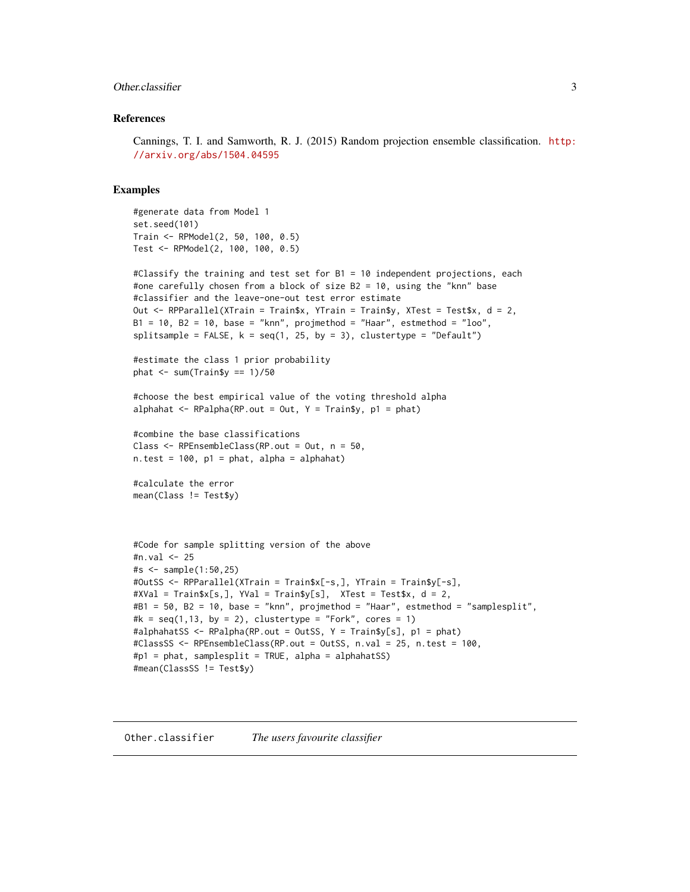### References

Cannings, T. I. and Samworth, R. J. (2015) Random projection ensemble classification. http://arxiv.org/abs/1504.04595

### Examples

```
#generate data from Model 1
set.seed(101)
Train <- RPModel(2, 50, 100, 0.5)
Test <- RPModel(2, 100, 100, 0.5)

#Classify the training and test set for B1 = 10 independent projections, each
#one carefully chosen from a block of size B2 = 10, using the "knn" base
#classifier and the leave-one-out test error estimate
Out <- RPParallel(XTrain = Train$x, YTrain = Train$y, XTest = Test$x, d = 2,
B1 = 10, B2 = 10, base = "knn", projmethod = "Haar", estmethod = "loo",
splitsample = FALSE, k = seq(1, 25, by = 3), clustertype = "Default")

#estimate the class 1 prior probability
phat <- sum(Train$y == 1)/50

#choose the best empirical value of the voting threshold alpha
alphahat <- RPalpha(RP.out = Out, Y = Train$y, p1 = phat)

#combine the base classifications
Class <- RPEnsembleClass(RP.out = Out, n = 50,
n.test = 100, p1 = phat, alpha = alphahat)

#calculate the error
mean(Class != Test$y)



#Code for sample splitting version of the above
#n.val <- 25
#s <- sample(1:50,25)
#OutSS <- RPParallel(XTrain = Train$x[-s,], YTrain = Train$y[-s],
#XVal = Train$x[s,], YVal = Train$y[s],  XTest = Test$x, d = 2,
#B1 = 50, B2 = 10, base = "knn", projmethod = "Haar", estmethod = "samplesplit",
#k = seq(1,13, by = 2), clustertype = "Fork", cores = 1)
#alphahatSS <- RPalpha(RP.out = OutSS, Y = Train$y[s], p1 = phat)
#ClassSS <- RPEnsembleClass(RP.out = OutSS, n.val = 25, n.test = 100,
#p1 = phat, samplesplit = TRUE, alpha = alphahatSS)
#mean(ClassSS != Test$y)
```

---

## Other.classifier *The users favourite classifier*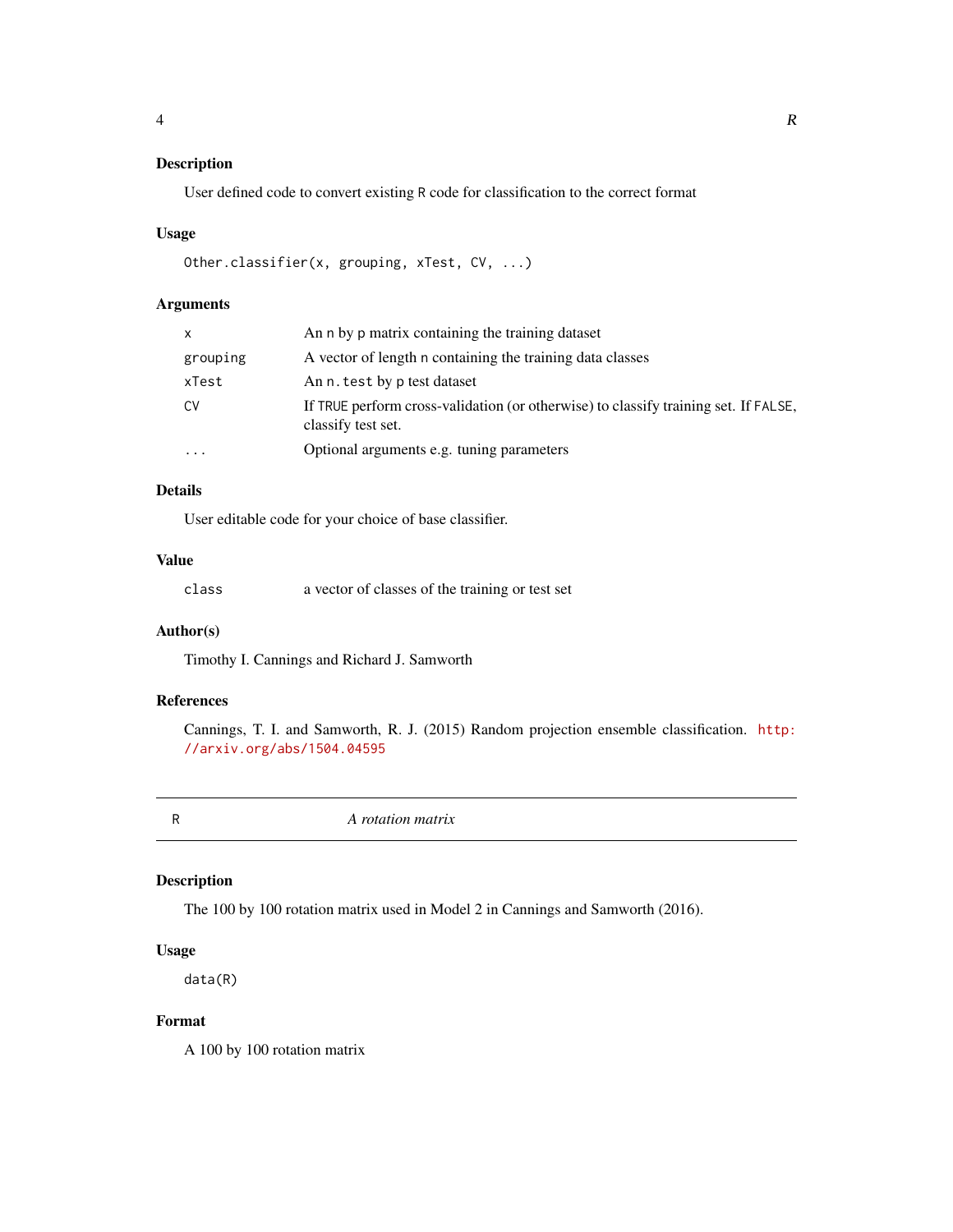### Description

User defined code to convert existing `R` code for classification to the correct format

### Usage

```
Other.classifier(x, grouping, xTest, CV, ...)
```

### Arguments

| | |
|---|---|
| `x` | An `n` by `p` matrix containing the training dataset |
| `grouping` | A vector of length `n` containing the training data classes |
| `xTest` | An `n.test` by `p` test dataset |
| `CV` | If `TRUE` perform cross-validation (or otherwise) to classify training set. If `FALSE`, classify test set. |
| `...` | Optional arguments e.g. tuning parameters |

### Details

User editable code for your choice of base classifier.

### Value

| | |
|---|---|
| `class` | a vector of classes of the training or test set |

### Author(s)

Timothy I. Cannings and Richard J. Samworth

### References

Cannings, T. I. and Samworth, R. J. (2015) Random projection ensemble classification. http://arxiv.org/abs/1504.04595

---

## `R` *A rotation matrix*

---

### Description

The 100 by 100 rotation matrix used in Model 2 in Cannings and Samworth (2016).

### Usage

```
data(R)
```

### Format

A 100 by 100 rotation matrix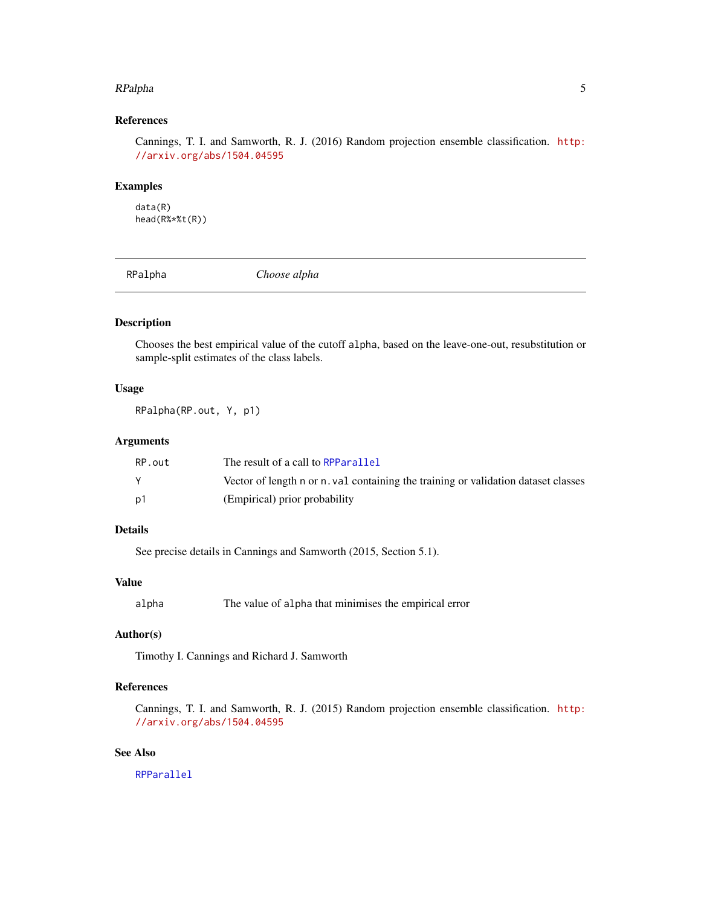## References

Cannings, T. I. and Samworth, R. J. (2016) Random projection ensemble classification. http://arxiv.org/abs/1504.04595

## Examples

```
data(R)
head(R%*%t(R))
```

---

# RPalpha *Choose alpha*

---

## Description

Chooses the best empirical value of the cutoff `alpha`, based on the leave-one-out, resubstitution or sample-split estimates of the class labels.

## Usage

```
RPalpha(RP.out, Y, p1)
```

## Arguments

| | |
|---|---|
| `RP.out` | The result of a call to `RPParallel` |
| `Y` | Vector of length `n` or `n.val` containing the training or validation dataset classes |
| `p1` | (Empirical) prior probability |

## Details

See precise details in Cannings and Samworth (2015, Section 5.1).

## Value

| | |
|---|---|
| `alpha` | The value of `alpha` that minimises the empirical error |

## Author(s)

Timothy I. Cannings and Richard J. Samworth

## References

Cannings, T. I. and Samworth, R. J. (2015) Random projection ensemble classification. http://arxiv.org/abs/1504.04595

## See Also

`RPParallel`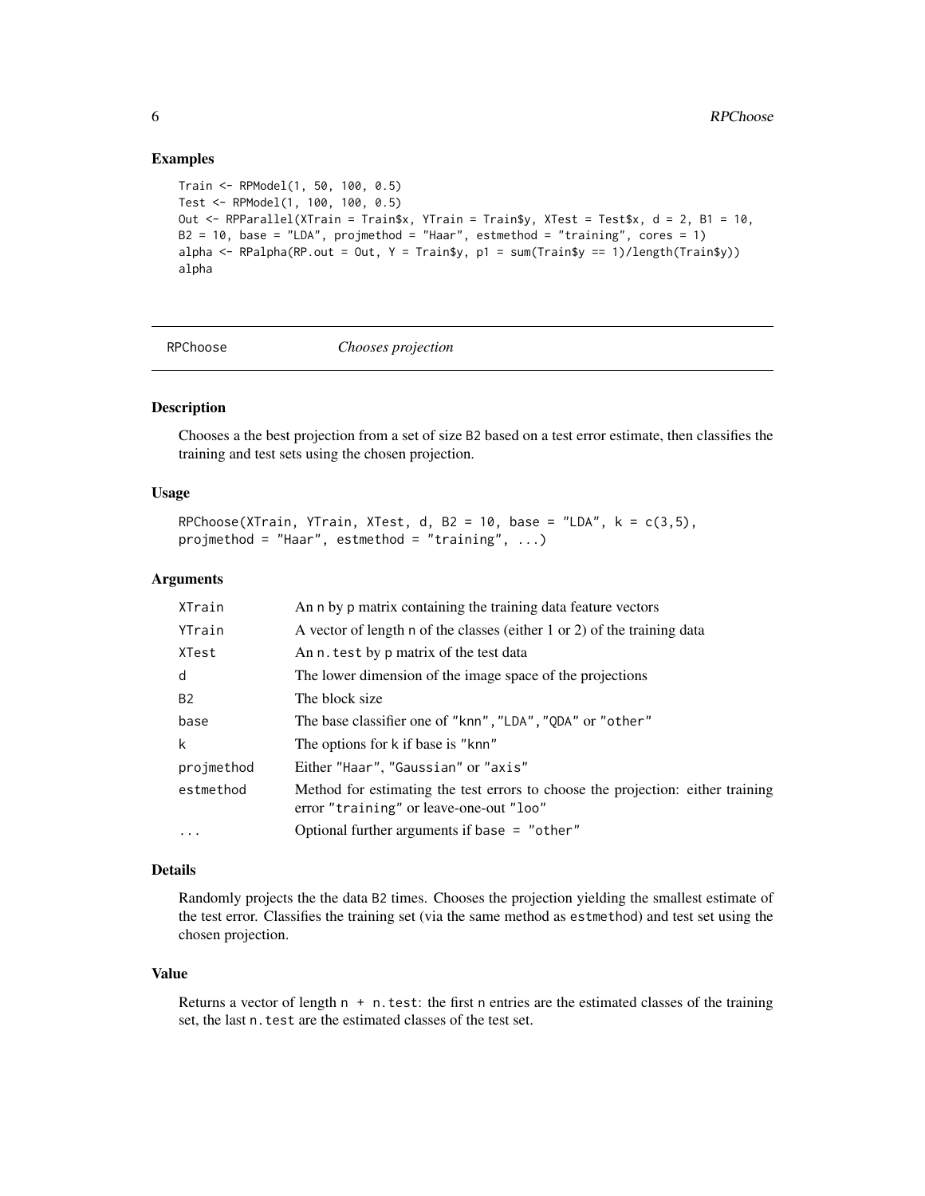## Examples

```
Train <- RPModel(1, 50, 100, 0.5)
Test <- RPModel(1, 100, 100, 0.5)
Out <- RPParallel(XTrain = Train$x, YTrain = Train$y, XTest = Test$x, d = 2, B1 = 10,
B2 = 10, base = "LDA", projmethod = "Haar", estmethod = "training", cores = 1)
alpha <- RPalpha(RP.out = Out, Y = Train$y, p1 = sum(Train$y == 1)/length(Train$y))
alpha
```

---

# RPChoose — *Chooses projection*

---

## Description

Chooses a the best projection from a set of size B2 based on a test error estimate, then classifies the training and test sets using the chosen projection.

## Usage

```
RPChoose(XTrain, YTrain, XTest, d, B2 = 10, base = "LDA", k = c(3,5),
projmethod = "Haar", estmethod = "training", ...)
```

## Arguments

| | |
|---|---|
| XTrain | An n by p matrix containing the training data feature vectors |
| YTrain | A vector of length n of the classes (either 1 or 2) of the training data |
| XTest | An n.test by p matrix of the test data |
| d | The lower dimension of the image space of the projections |
| B2 | The block size |
| base | The base classifier one of "knn","LDA","QDA" or "other" |
| k | The options for k if base is "knn" |
| projmethod | Either "Haar", "Gaussian" or "axis" |
| estmethod | Method for estimating the test errors to choose the projection: either training error "training" or leave-one-out "loo" |
| ... | Optional further arguments if base = "other" |

## Details

Randomly projects the the data B2 times. Chooses the projection yielding the smallest estimate of the test error. Classifies the training set (via the same method as estmethod) and test set using the chosen projection.

## Value

Returns a vector of length n + n.test: the first n entries are the estimated classes of the training set, the last n.test are the estimated classes of the test set.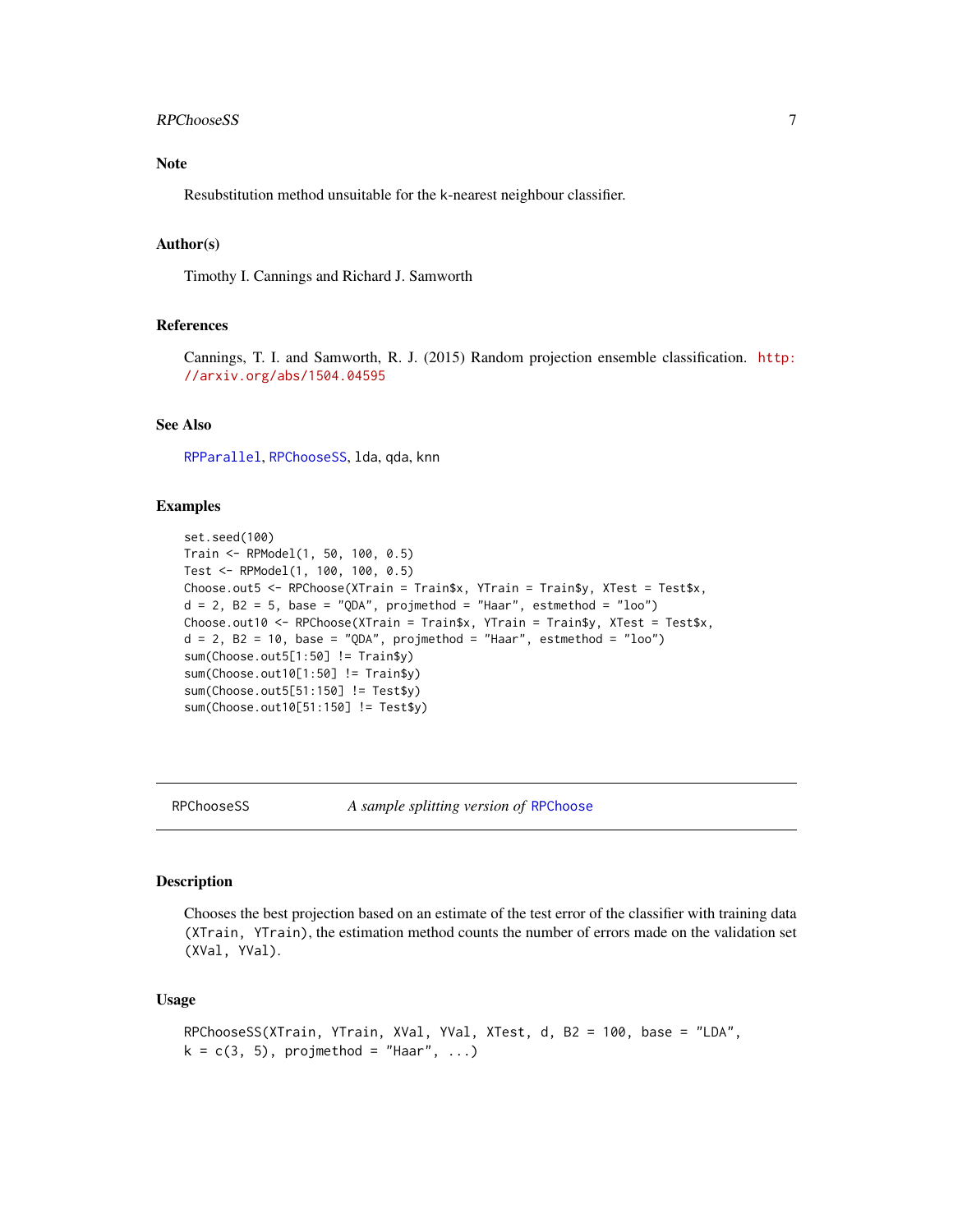## Note

Resubstitution method unsuitable for the k-nearest neighbour classifier.

## Author(s)

Timothy I. Cannings and Richard J. Samworth

## References

Cannings, T. I. and Samworth, R. J. (2015) Random projection ensemble classification. http://arxiv.org/abs/1504.04595

## See Also

RPParallel, RPChooseSS, lda, qda, knn

## Examples

```
set.seed(100)
Train <- RPModel(1, 50, 100, 0.5)
Test <- RPModel(1, 100, 100, 0.5)
Choose.out5 <- RPChoose(XTrain = Train$x, YTrain = Train$y, XTest = Test$x,
d = 2, B2 = 5, base = "QDA", projmethod = "Haar", estmethod = "loo")
Choose.out10 <- RPChoose(XTrain = Train$x, YTrain = Train$y, XTest = Test$x,
d = 2, B2 = 10, base = "QDA", projmethod = "Haar", estmethod = "loo")
sum(Choose.out5[1:50] != Train$y)
sum(Choose.out10[1:50] != Train$y)
sum(Choose.out5[51:150] != Test$y)
sum(Choose.out10[51:150] != Test$y)
```

---

# RPChooseSS — *A sample splitting version of* RPChoose

---

## Description

Chooses the best projection based on an estimate of the test error of the classifier with training data (XTrain, YTrain), the estimation method counts the number of errors made on the validation set (XVal, YVal).

## Usage

```
RPChooseSS(XTrain, YTrain, XVal, YVal, XTest, d, B2 = 100, base = "LDA",
k = c(3, 5), projmethod = "Haar", ...)
```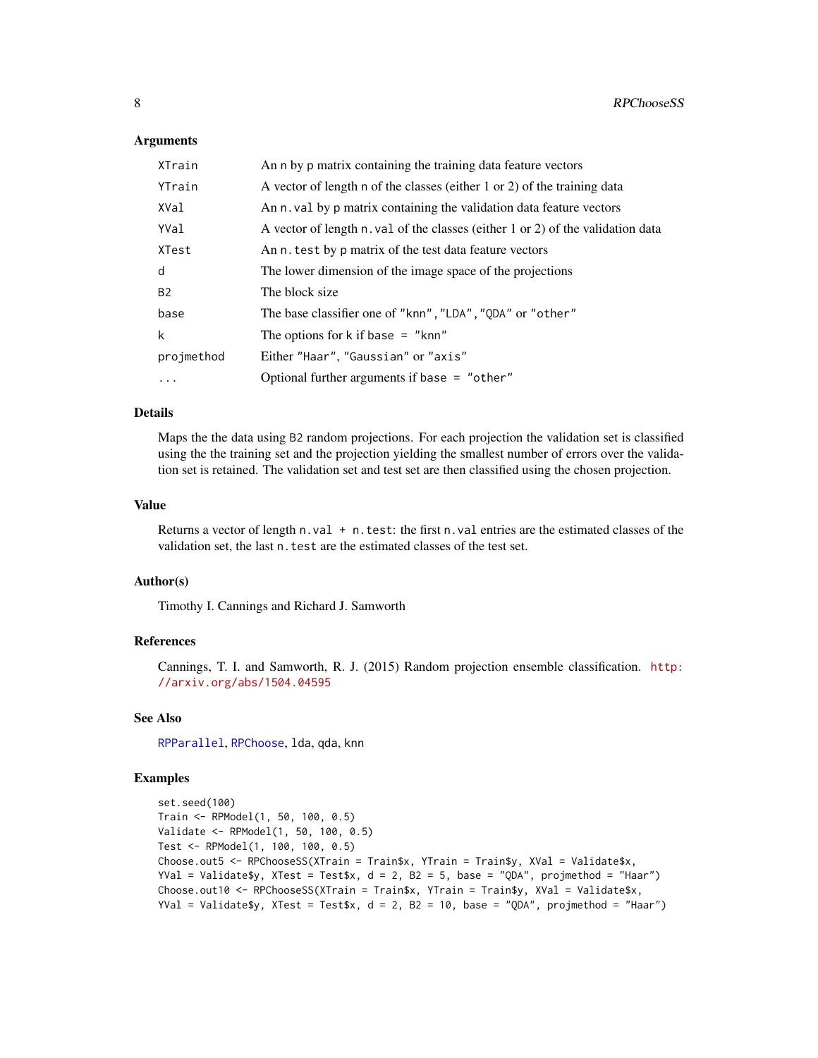### Arguments

| | |
|---|---|
| `XTrain` | An `n` by `p` matrix containing the training data feature vectors |
| `YTrain` | A vector of length `n` of the classes (either 1 or 2) of the training data |
| `XVal` | An `n.val` by `p` matrix containing the validation data feature vectors |
| `YVal` | A vector of length `n.val` of the classes (either 1 or 2) of the validation data |
| `XTest` | An `n.test` by `p` matrix of the test data feature vectors |
| `d` | The lower dimension of the image space of the projections |
| `B2` | The block size |
| `base` | The base classifier one of `"knn"`,`"LDA"`,`"QDA"` or `"other"` |
| `k` | The options for `k` if `base = "knn"` |
| `projmethod` | Either `"Haar"`, `"Gaussian"` or `"axis"` |
| `...` | Optional further arguments if `base = "other"` |

### Details

Maps the the data using `B2` random projections. For each projection the validation set is classified using the the training set and the projection yielding the smallest number of errors over the validation set is retained. The validation set and test set are then classified using the chosen projection.

### Value

Returns a vector of length `n.val + n.test`: the first `n.val` entries are the estimated classes of the validation set, the last `n.test` are the estimated classes of the test set.

### Author(s)

Timothy I. Cannings and Richard J. Samworth

### References

Cannings, T. I. and Samworth, R. J. (2015) Random projection ensemble classification. http://arxiv.org/abs/1504.04595

### See Also

`RPParallel`, `RPChoose`, `lda`, `qda`, `knn`

### Examples

```
set.seed(100)
Train <- RPModel(1, 50, 100, 0.5)
Validate <- RPModel(1, 50, 100, 0.5)
Test <- RPModel(1, 100, 100, 0.5)
Choose.out5 <- RPChooseSS(XTrain = Train$x, YTrain = Train$y, XVal = Validate$x,
YVal = Validate$y, XTest = Test$x, d = 2, B2 = 5, base = "QDA", projmethod = "Haar")
Choose.out10 <- RPChooseSS(XTrain = Train$x, YTrain = Train$y, XVal = Validate$x,
YVal = Validate$y, XTest = Test$x, d = 2, B2 = 10, base = "QDA", projmethod = "Haar")
```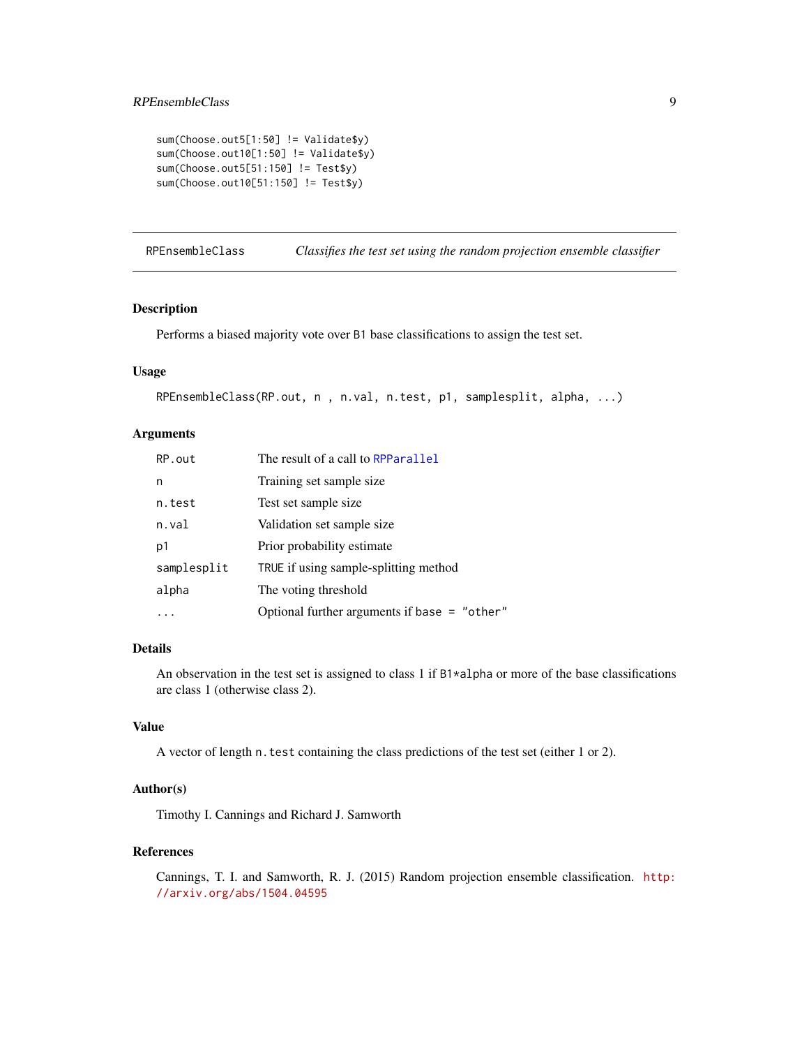```
sum(Choose.out5[1:50] != Validate$y)
sum(Choose.out10[1:50] != Validate$y)
sum(Choose.out5[51:150] != Test$y)
sum(Choose.out10[51:150] != Test$y)
```

---

## RPEnsembleClass — *Classifies the test set using the random projection ensemble classifier*

---

### Description

Performs a biased majority vote over `B1` base classifications to assign the test set.

### Usage

```
RPEnsembleClass(RP.out, n , n.val, n.test, p1, samplesplit, alpha, ...)
```

### Arguments

| | |
|---|---|
| `RP.out` | The result of a call to `RPParallel` |
| `n` | Training set sample size |
| `n.test` | Test set sample size |
| `n.val` | Validation set sample size |
| `p1` | Prior probability estimate |
| `samplesplit` | `TRUE` if using sample-splitting method |
| `alpha` | The voting threshold |
| `...` | Optional further arguments if `base = "other"` |

### Details

An observation in the test set is assigned to class 1 if `B1*alpha` or more of the base classifications are class 1 (otherwise class 2).

### Value

A vector of length `n.test` containing the class predictions of the test set (either 1 or 2).

### Author(s)

Timothy I. Cannings and Richard J. Samworth

### References

Cannings, T. I. and Samworth, R. J. (2015) Random projection ensemble classification. http://arxiv.org/abs/1504.04595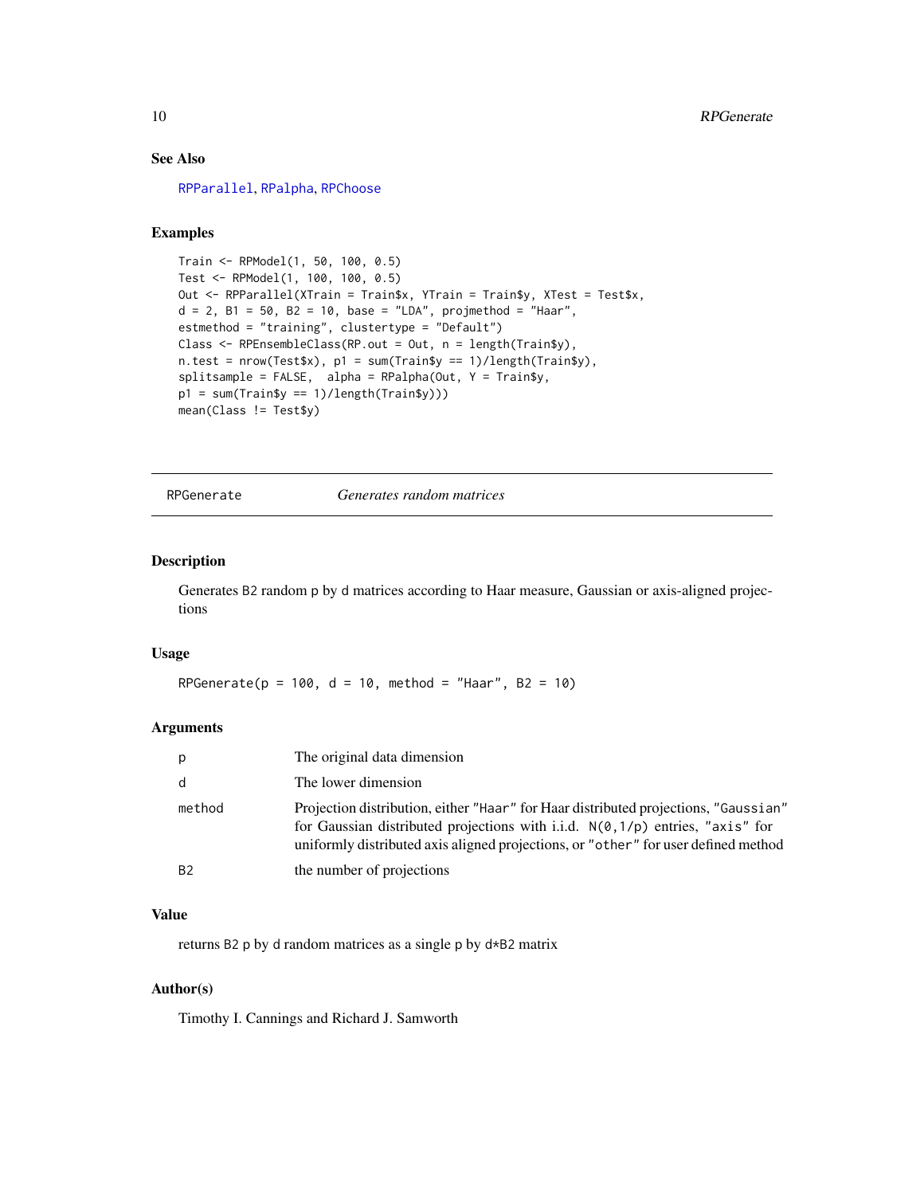### See Also

RPParallel, RPalpha, RPChoose

### Examples

```
Train <- RPModel(1, 50, 100, 0.5)
Test <- RPModel(1, 100, 100, 0.5)
Out <- RPParallel(XTrain = Train$x, YTrain = Train$y, XTest = Test$x,
d = 2, B1 = 50, B2 = 10, base = "LDA", projmethod = "Haar",
estmethod = "training", clustertype = "Default")
Class <- RPEnsembleClass(RP.out = Out, n = length(Train$y),
n.test = nrow(Test$x), p1 = sum(Train$y == 1)/length(Train$y),
splitsample = FALSE,  alpha = RPalpha(Out, Y = Train$y,
p1 = sum(Train$y == 1)/length(Train$y)))
mean(Class != Test$y)
```

---

## RPGenerate    *Generates random matrices*

### Description

Generates B2 random p by d matrices according to Haar measure, Gaussian or axis-aligned projections

### Usage

```
RPGenerate(p = 100, d = 10, method = "Haar", B2 = 10)
```

### Arguments

| | |
|---|---|
| p | The original data dimension |
| d | The lower dimension |
| method | Projection distribution, either "Haar" for Haar distributed projections, "Gaussian" for Gaussian distributed projections with i.i.d. N(0,1/p) entries, "axis" for uniformly distributed axis aligned projections, or "other" for user defined method |
| B2 | the number of projections |

### Value

returns B2 p by d random matrices as a single p by d*B2 matrix

### Author(s)

Timothy I. Cannings and Richard J. Samworth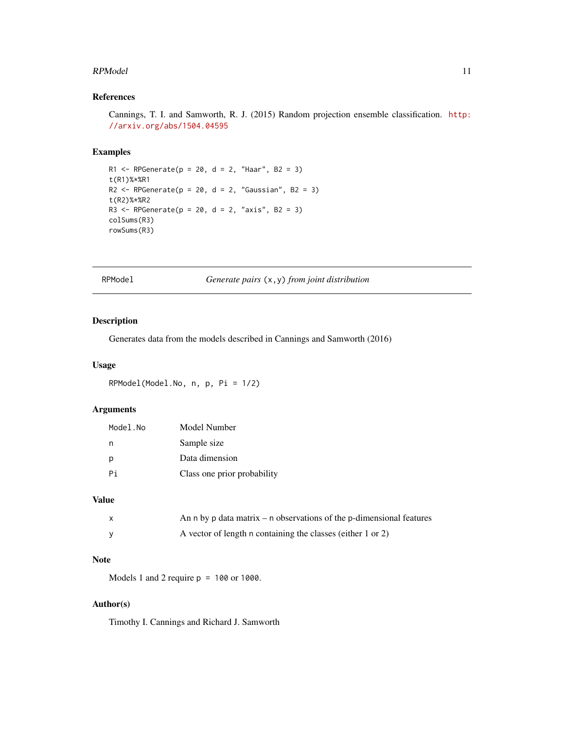### References

Cannings, T. I. and Samworth, R. J. (2015) Random projection ensemble classification. http://arxiv.org/abs/1504.04595

### Examples

```
R1 <- RPGenerate(p = 20, d = 2, "Haar", B2 = 3)
t(R1)%*%R1
R2 <- RPGenerate(p = 20, d = 2, "Gaussian", B2 = 3)
t(R2)%*%R2
R3 <- RPGenerate(p = 20, d = 2, "axis", B2 = 3)
colSums(R3)
rowSums(R3)
```

---

## RPModel — *Generate pairs* `(x,y)` *from joint distribution*

### Description

Generates data from the models described in Cannings and Samworth (2016)

### Usage

```
RPModel(Model.No, n, p, Pi = 1/2)
```

### Arguments

| | |
|---|---|
| `Model.No` | Model Number |
| `n` | Sample size |
| `p` | Data dimension |
| `Pi` | Class one prior probability |

### Value

| | |
|---|---|
| `x` | An `n` by `p` data matrix – `n` observations of the `p`-dimensional features |
| `y` | A vector of length `n` containing the classes (either 1 or 2) |

### Note

Models 1 and 2 require `p = 100` or `1000`.

### Author(s)

Timothy I. Cannings and Richard J. Samworth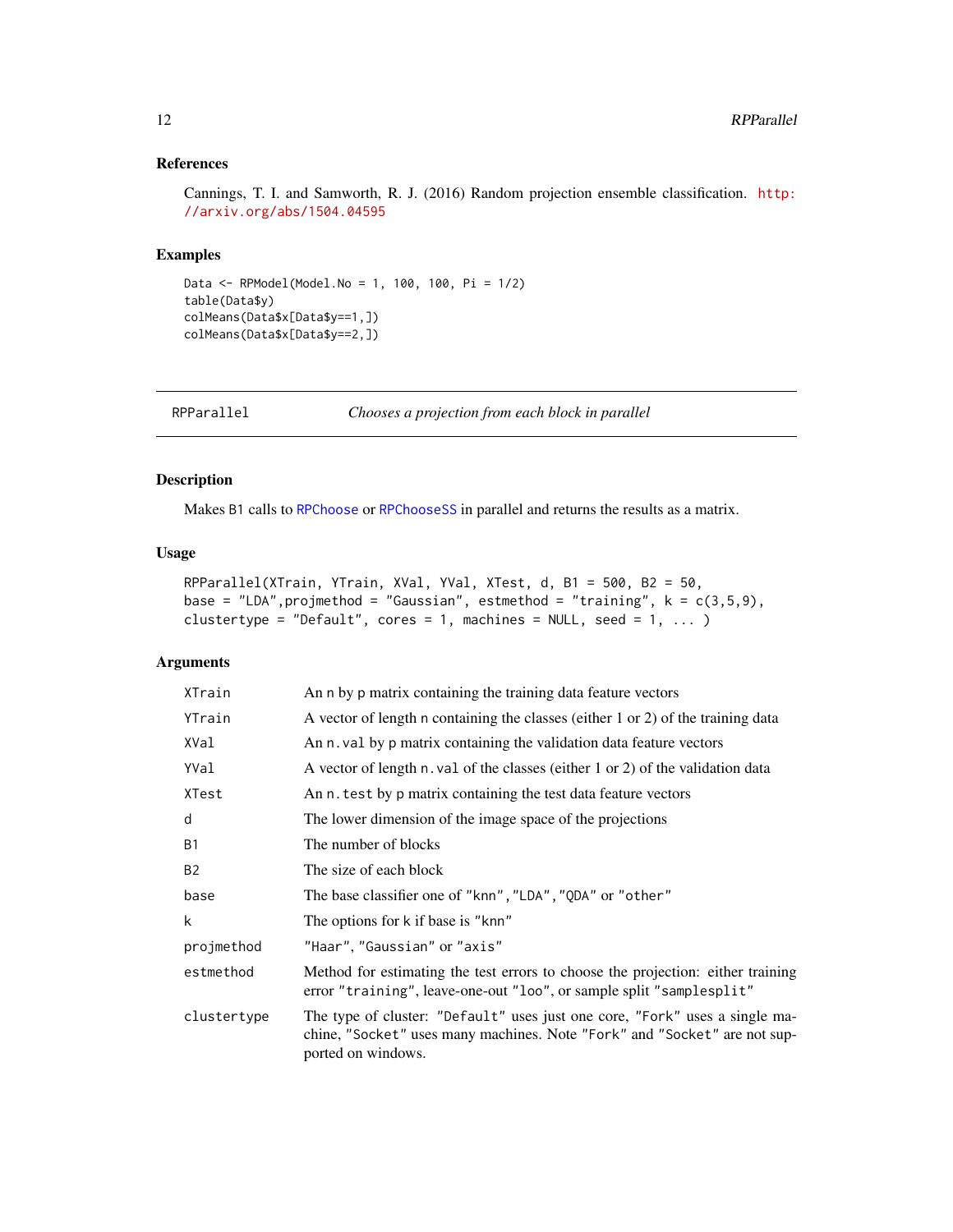## References

Cannings, T. I. and Samworth, R. J. (2016) Random projection ensemble classification. http://arxiv.org/abs/1504.04595

## Examples

```
Data <- RPModel(Model.No = 1, 100, 100, Pi = 1/2)
table(Data$y)
colMeans(Data$x[Data$y==1,])
colMeans(Data$x[Data$y==2,])
```

---

# RPParallel — *Chooses a projection from each block in parallel*

---

## Description

Makes B1 calls to RPChoose or RPChooseSS in parallel and returns the results as a matrix.

## Usage

```
RPParallel(XTrain, YTrain, XVal, YVal, XTest, d, B1 = 500, B2 = 50,
base = "LDA",projmethod = "Gaussian", estmethod = "training", k = c(3,5,9),
clustertype = "Default", cores = 1, machines = NULL, seed = 1, ... )
```

## Arguments

| | |
|---|---|
| XTrain | An n by p matrix containing the training data feature vectors |
| YTrain | A vector of length n containing the classes (either 1 or 2) of the training data |
| XVal | An n.val by p matrix containing the validation data feature vectors |
| YVal | A vector of length n.val of the classes (either 1 or 2) of the validation data |
| XTest | An n.test by p matrix containing the test data feature vectors |
| d | The lower dimension of the image space of the projections |
| B1 | The number of blocks |
| B2 | The size of each block |
| base | The base classifier one of "knn","LDA","QDA" or "other" |
| k | The options for k if base is "knn" |
| projmethod | "Haar", "Gaussian" or "axis" |
| estmethod | Method for estimating the test errors to choose the projection: either training error "training", leave-one-out "loo", or sample split "samplesplit" |
| clustertype | The type of cluster: "Default" uses just one core, "Fork" uses a single machine, "Socket" uses many machines. Note "Fork" and "Socket" are not supported on windows. |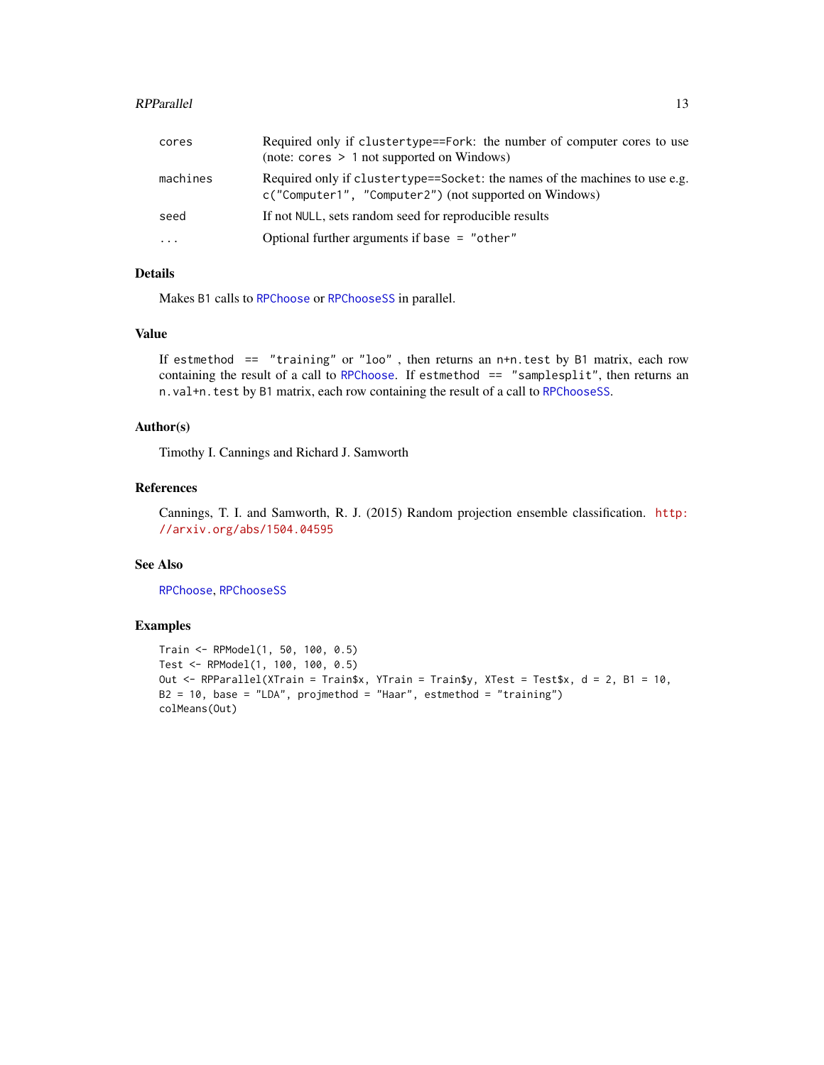| | |
|---|---|
| `cores` | Required only if `clustertype==Fork`: the number of computer cores to use (note: `cores > 1` not supported on Windows) |
| `machines` | Required only if `clustertype==Socket`: the names of the machines to use e.g. `c("Computer1", "Computer2")` (not supported on Windows) |
| `seed` | If not `NULL`, sets random seed for reproducible results |
| `...` | Optional further arguments if `base = "other"` |

## Details

Makes `B1` calls to `RPChoose` or `RPChooseSS` in parallel.

## Value

If `estmethod == "training"` or `"loo"` , then returns an `n+n.test` by `B1` matrix, each row containing the result of a call to `RPChoose`. If `estmethod == "samplesplit"`, then returns an `n.val+n.test` by `B1` matrix, each row containing the result of a call to `RPChooseSS`.

## Author(s)

Timothy I. Cannings and Richard J. Samworth

## References

Cannings, T. I. and Samworth, R. J. (2015) Random projection ensemble classification. http://arxiv.org/abs/1504.04595

## See Also

`RPChoose`, `RPChooseSS`

## Examples

```
Train <- RPModel(1, 50, 100, 0.5)
Test <- RPModel(1, 100, 100, 0.5)
Out <- RPParallel(XTrain = Train$x, YTrain = Train$y, XTest = Test$x, d = 2, B1 = 10,
B2 = 10, base = "LDA", projmethod = "Haar", estmethod = "training")
colMeans(Out)
```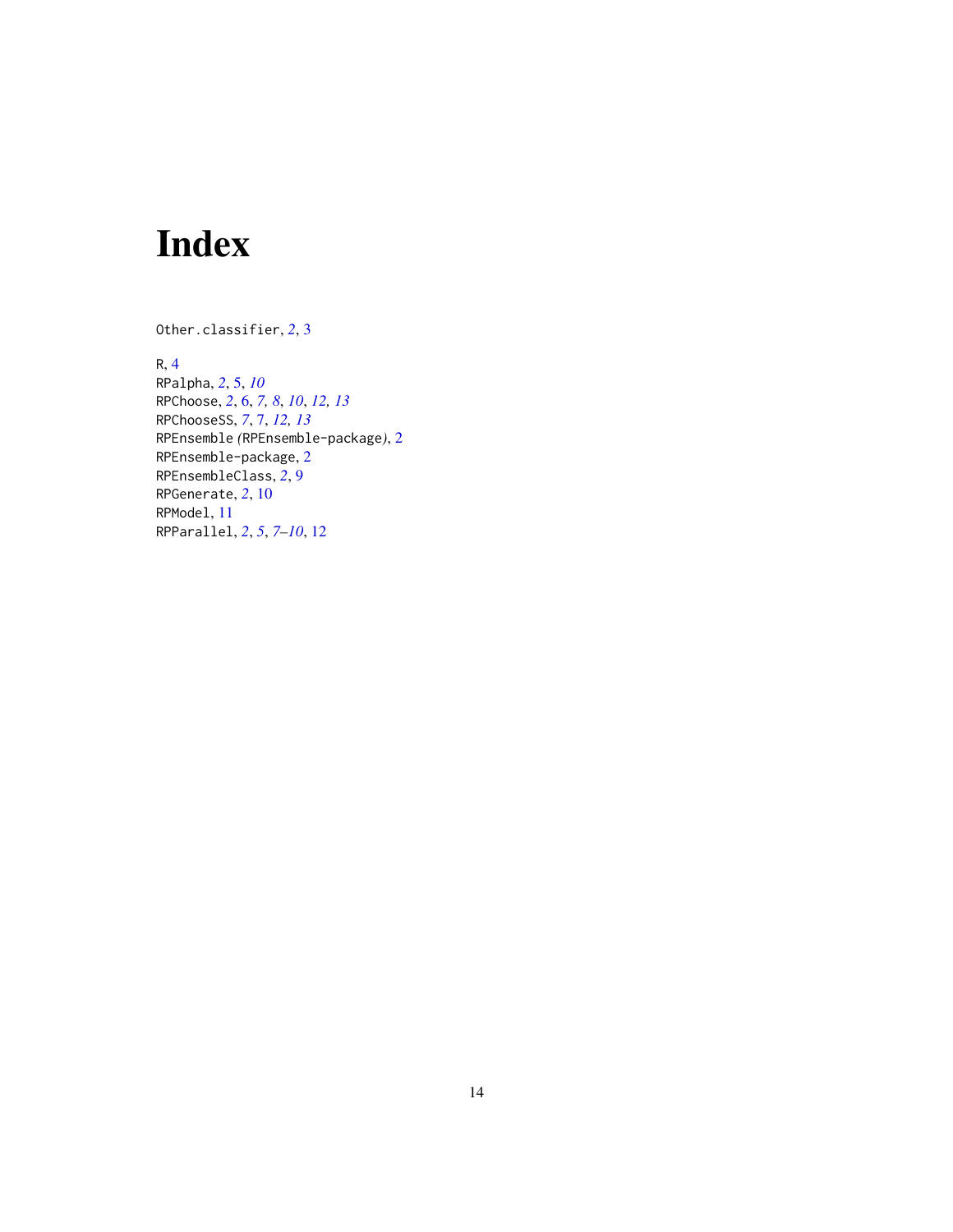# Index

Other.classifier, *2*, 3

R, 4
RPalpha, *2*, 5, *10*
RPChoose, *2*, 6, *7, 8*, *10*, *12, 13*
RPChooseSS, *7*, 7, *12, 13*
RPEnsemble *(*RPEnsemble-package*)*, 2
RPEnsemble-package, 2
RPEnsembleClass, *2*, 9
RPGenerate, *2*, 10
RPModel, 11
RPParallel, *2*, *5*, *7–10*, 12